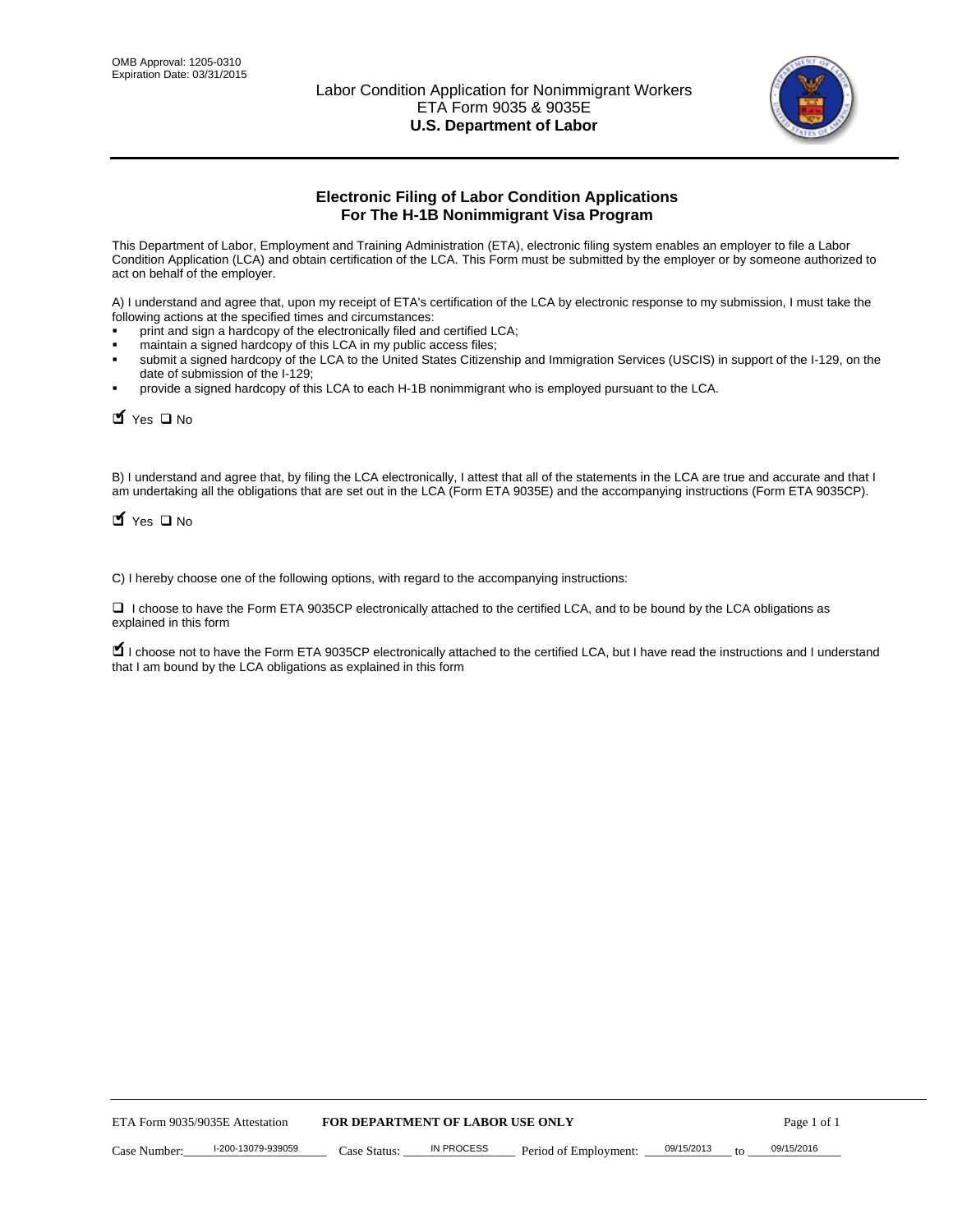OMB Approval: 1205-0310
Expiration Date: 03/31/2015

# Labor Condition Application for Nonimmigrant Workers
ETA Form 9035 & 9035E
**U.S. Department of Labor**

## Electronic Filing of Labor Condition Applications For The H-1B Nonimmigrant Visa Program

This Department of Labor, Employment and Training Administration (ETA), electronic filing system enables an employer to file a Labor Condition Application (LCA) and obtain certification of the LCA. This Form must be submitted by the employer or by someone authorized to act on behalf of the employer.

A) I understand and agree that, upon my receipt of ETA's certification of the LCA by electronic response to my submission, I must take the following actions at the specified times and circumstances:

- print and sign a hardcopy of the electronically filed and certified LCA;
- maintain a signed hardcopy of this LCA in my public access files;
- submit a signed hardcopy of the LCA to the United States Citizenship and Immigration Services (USCIS) in support of the I-129, on the date of submission of the I-129;
- provide a signed hardcopy of this LCA to each H-1B nonimmigrant who is employed pursuant to the LCA.

☑ Yes ☐ No

B) I understand and agree that, by filing the LCA electronically, I attest that all of the statements in the LCA are true and accurate and that I am undertaking all the obligations that are set out in the LCA (Form ETA 9035E) and the accompanying instructions (Form ETA 9035CP).

☑ Yes ☐ No

C) I hereby choose one of the following options, with regard to the accompanying instructions:

☐ I choose to have the Form ETA 9035CP electronically attached to the certified LCA, and to be bound by the LCA obligations as explained in this form

☑ I choose not to have the Form ETA 9035CP electronically attached to the certified LCA, but I have read the instructions and I understand that I am bound by the LCA obligations as explained in this form

ETA Form 9035/9035E Attestation **FOR DEPARTMENT OF LABOR USE ONLY**

Case Number: I-200-13079-939059 Case Status: IN PROCESS Period of Employment: 09/15/2013 to 09/15/2016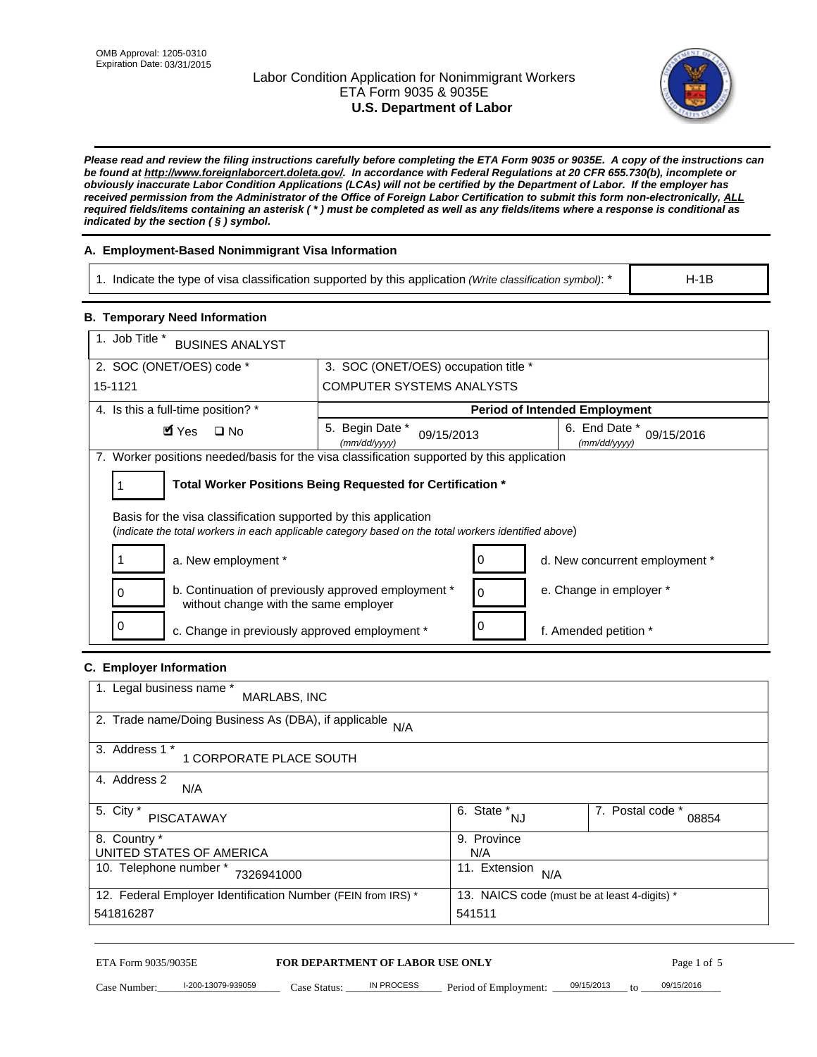OMB Approval: 1205-0310
Expiration Date: 03/31/2015

# Labor Condition Application for Nonimmigrant Workers
## ETA Form 9035 & 9035E
## U.S. Department of Labor

***Please read and review the filing instructions carefully before completing the ETA Form 9035 or 9035E. A copy of the instructions can be found at http://www.foreignlaborcert.doleta.gov/. In accordance with Federal Regulations at 20 CFR 655.730(b), incomplete or obviously inaccurate Labor Condition Applications (LCAs) will not be certified by the Department of Labor. If the employer has received permission from the Administrator of the Office of Foreign Labor Certification to submit this form non-electronically, ALL required fields/items containing an asterisk ( * ) must be completed as well as any fields/items where a response is conditional as indicated by the section ( § ) symbol.***

### A. Employment-Based Nonimmigrant Visa Information

| 1. Indicate the type of visa classification supported by this application *(Write classification symbol)*: * | H-1B |
|---|---|

### B. Temporary Need Information

| 1. Job Title * BUSINES ANALYST | | |
|---|---|---|
| 2. SOC (ONET/OES) code * 15-1121 | 3. SOC (ONET/OES) occupation title * COMPUTER SYSTEMS ANALYSTS | |
| 4. Is this a full-time position? * ☑ Yes ☐ No | Period of Intended Employment | |
| | 5. Begin Date * *(mm/dd/yyyy)* 09/15/2013 | 6. End Date * *(mm/dd/yyyy)* 09/15/2016 |

7. Worker positions needed/basis for the visa classification supported by this application

| 1 | **Total Worker Positions Being Requested for Certification *** |
|---|---|

Basis for the visa classification supported by this application
(*indicate the total workers in each applicable category based on the total workers identified above*)

| | | | |
|---|---|---|---|
| 1 | a. New employment * | 0 | d. New concurrent employment * |
| 0 | b. Continuation of previously approved employment * without change with the same employer | 0 | e. Change in employer * |
| 0 | c. Change in previously approved employment * | 0 | f. Amended petition * |

### C. Employer Information

| 1. Legal business name * MARLABS, INC | | |
|---|---|---|
| 2. Trade name/Doing Business As (DBA), if applicable N/A | | |
| 3. Address 1 * 1 CORPORATE PLACE SOUTH | | |
| 4. Address 2 N/A | | |
| 5. City * PISCATAWAY | 6. State * NJ | 7. Postal code * 08854 |
| 8. Country * UNITED STATES OF AMERICA | 9. Province N/A | |
| 10. Telephone number * 7326941000 | 11. Extension N/A | |
| 12. Federal Employer Identification Number (FEIN from IRS) * 541816287 | 13. NAICS code (must be at least 4-digits) * 541511 | |

ETA Form 9035/9035E — **FOR DEPARTMENT OF LABOR USE ONLY**

Case Number: I-200-13079-939059 Case Status: IN PROCESS Period of Employment: 09/15/2013 to 09/15/2016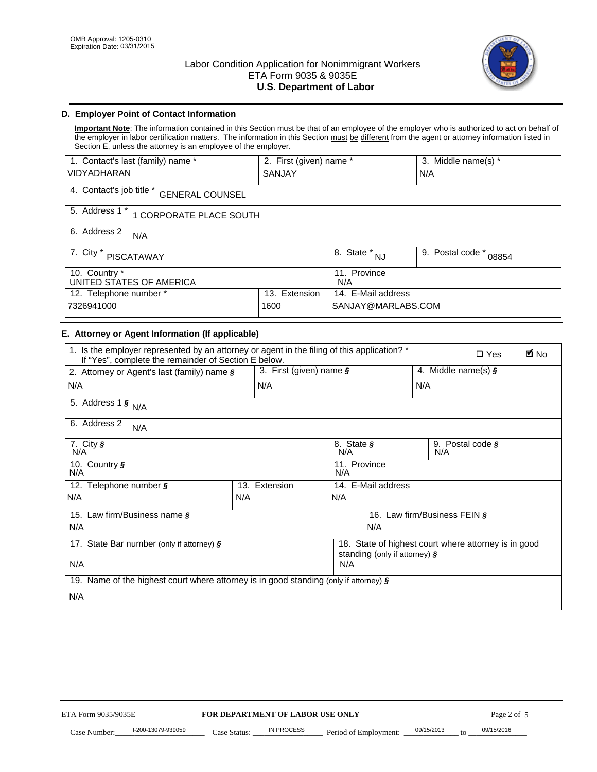OMB Approval: 1205-0310
Expiration Date: 03/31/2015

# Labor Condition Application for Nonimmigrant Workers
## ETA Form 9035 & 9035E
## U.S. Department of Labor

### D. Employer Point of Contact Information

**Important Note**: The information contained in this Section must be that of an employee of the employer who is authorized to act on behalf of the employer in labor certification matters. The information in this Section must be different from the agent or attorney information listed in Section E, unless the attorney is an employee of the employer.

| 1. Contact's last (family) name * | 2. First (given) name * | 3. Middle name(s) * |
|---|---|---|
| VIDYADHARAN | SANJAY | N/A |

4. Contact's job title * GENERAL COUNSEL

5. Address 1 * 1 CORPORATE PLACE SOUTH

6. Address 2 N/A

| 7. City * | 8. State * | 9. Postal code * |
|---|---|---|
| PISCATAWAY | NJ | 08854 |

| 10. Country * | 11. Province |
|---|---|
| UNITED STATES OF AMERICA | N/A |

| 12. Telephone number * | 13. Extension | 14. E-Mail address |
|---|---|---|
| 7326941000 | 1600 | SANJAY@MARLABS.COM |

### E. Attorney or Agent Information (If applicable)

1. Is the employer represented by an attorney or agent in the filing of this application? * If "Yes", complete the remainder of Section E below. ☐ Yes ☑ No

| 2. Attorney or Agent's last (family) name § | 3. First (given) name § | 4. Middle name(s) § |
|---|---|---|
| N/A | N/A | N/A |

5. Address 1 § N/A

6. Address 2 N/A

| 7. City § | 8. State § | 9. Postal code § |
|---|---|---|
| N/A | N/A | N/A |

| 10. Country § | 11. Province |
|---|---|
| N/A | N/A |

| 12. Telephone number § | 13. Extension | 14. E-Mail address |
|---|---|---|
| N/A | N/A | N/A |

| 15. Law firm/Business name § | 16. Law firm/Business FEIN § |
|---|---|
| N/A | N/A |

| 17. State Bar number (only if attorney) § | 18. State of highest court where attorney is in good standing (only if attorney) § |
|---|---|
| N/A | N/A |

19. Name of the highest court where attorney is in good standing (only if attorney) §

N/A

ETA Form 9035/9035E **FOR DEPARTMENT OF LABOR USE ONLY**

Case Number: I-200-13079-939059 Case Status: IN PROCESS Period of Employment: 09/15/2013 to 09/15/2016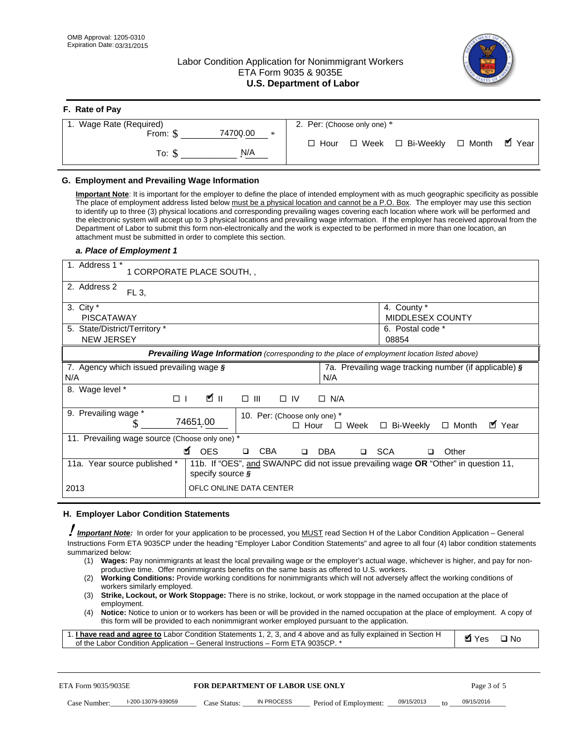OMB Approval: 1205-0310
Expiration Date: 03/31/2015

# Labor Condition Application for Nonimmigrant Workers
ETA Form 9035 & 9035E
**U.S. Department of Labor**

## F. Rate of Pay

| 1. Wage Rate (Required) | 2. Per: (Choose only one) * |
|---|---|
| From: $ 74700.00 * | ☐ Hour ☐ Week ☐ Bi-Weekly ☐ Month ☑ Year |
| To: $ N/A | |

## G. Employment and Prevailing Wage Information

**Important Note**: It is important for the employer to define the place of intended employment with as much geographic specificity as possible The place of employment address listed below must be a physical location and cannot be a P.O. Box. The employer may use this section to identify up to three (3) physical locations and corresponding prevailing wages covering each location where work will be performed and the electronic system will accept up to 3 physical locations and prevailing wage information. If the employer has received approval from the Department of Labor to submit this form non-electronically and the work is expected to be performed in more than one location, an attachment must be submitted in order to complete this section.

### *a. Place of Employment 1*

| | |
|---|---|
| 1. Address 1 * 1 CORPORATE PLACE SOUTH, , | |
| 2. Address 2 FL 3, | |
| 3. City * PISCATAWAY | 4. County * MIDDLESEX COUNTY |
| 5. State/District/Territory * NEW JERSEY | 6. Postal code * 08854 |

***Prevailing Wage Information*** *(corresponding to the place of employment location listed above)*

| | |
|---|---|
| 7. Agency which issued prevailing wage § N/A | 7a. Prevailing wage tracking number (if applicable) § N/A |
| 8. Wage level * ☐ I ☑ II ☐ III ☐ IV ☐ N/A | |
| 9. Prevailing wage * $ 74651.00 | 10. Per: (Choose only one) * ☐ Hour ☐ Week ☐ Bi-Weekly ☐ Month ☑ Year |
| 11. Prevailing wage source (Choose only one) * ☑ OES ☐ CBA ☐ DBA ☐ SCA ☐ Other | |
| 11a. Year source published * 2013 | 11b. If "OES", and SWA/NPC did not issue prevailing wage OR "Other" in question 11, specify source § OFLC ONLINE DATA CENTER |

## H. Employer Labor Condition Statements

***! Important Note:*** In order for your application to be processed, you MUST read Section H of the Labor Condition Application – General Instructions Form ETA 9035CP under the heading "Employer Labor Condition Statements" and agree to all four (4) labor condition statements summarized below:

(1) **Wages:** Pay nonimmigrants at least the local prevailing wage or the employer's actual wage, whichever is higher, and pay for non-productive time. Offer nonimmigrants benefits on the same basis as offered to U.S. workers.
(2) **Working Conditions:** Provide working conditions for nonimmigrants which will not adversely affect the working conditions of workers similarly employed.
(3) **Strike, Lockout, or Work Stoppage:** There is no strike, lockout, or work stoppage in the named occupation at the place of employment.
(4) **Notice:** Notice to union or to workers has been or will be provided in the named occupation at the place of employment. A copy of this form will be provided to each nonimmigrant worker employed pursuant to the application.

| | |
|---|---|
| 1. **I have read and agree to** Labor Condition Statements 1, 2, 3, and 4 above and as fully explained in Section H of the Labor Condition Application – General Instructions – Form ETA 9035CP. * | ☑ Yes ☐ No |

ETA Form 9035/9035E | **FOR DEPARTMENT OF LABOR USE ONLY**

Case Number: I-200-13079-939059 Case Status: IN PROCESS Period of Employment: 09/15/2013 to 09/15/2016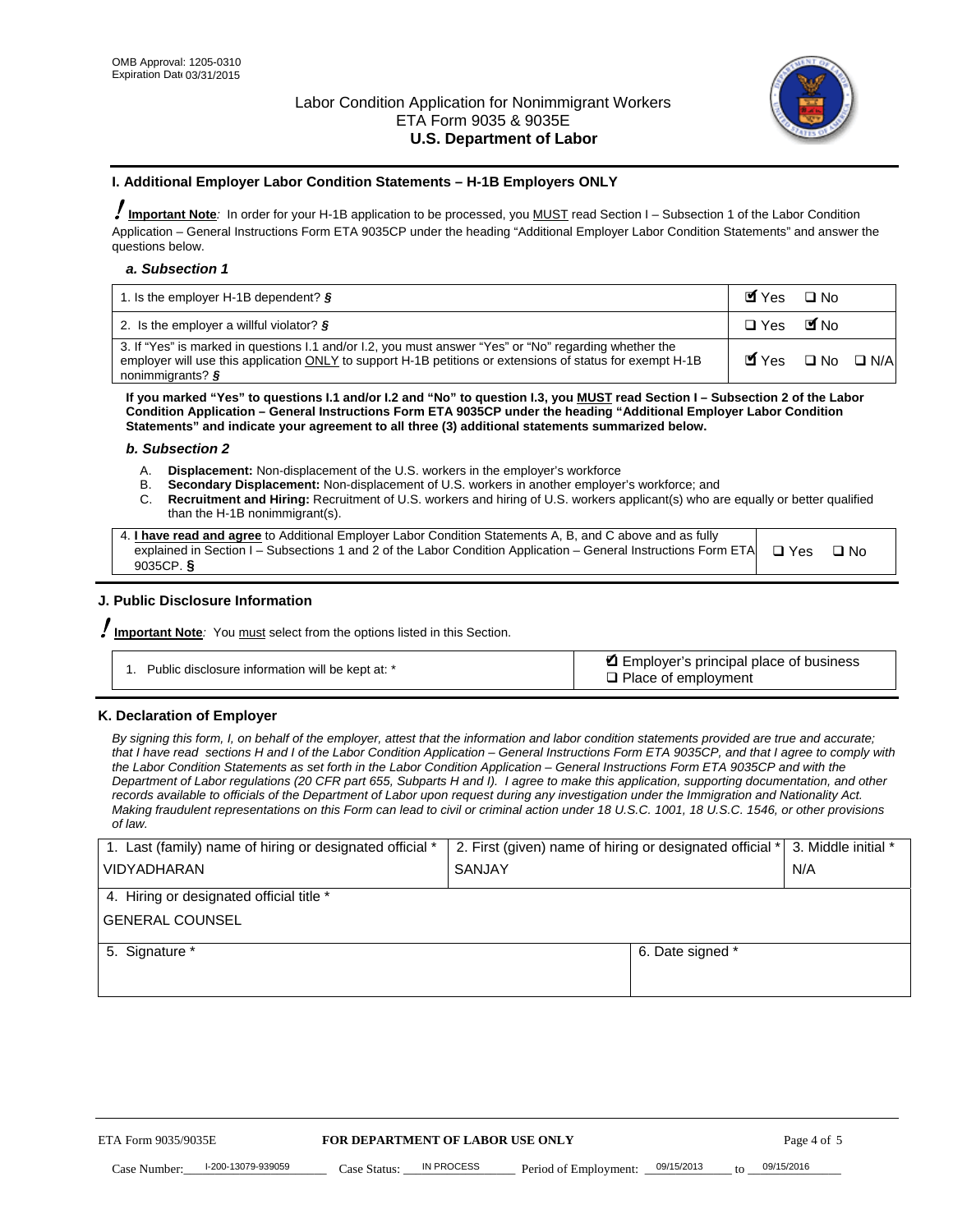OMB Approval: 1205-0310
Expiration Date 03/31/2015

Labor Condition Application for Nonimmigrant Workers
ETA Form 9035 & 9035E
**U.S. Department of Labor**

## I. Additional Employer Labor Condition Statements – H-1B Employers ONLY

**Important Note***:* In order for your H-1B application to be processed, you MUST read Section I – Subsection 1 of the Labor Condition Application – General Instructions Form ETA 9035CP under the heading "Additional Employer Labor Condition Statements" and answer the questions below.

### *a. Subsection 1*

| | |
|---|---|
| 1. Is the employer H-1B dependent? § | ☑ Yes ☐ No |
| 2. Is the employer a willful violator? § | ☐ Yes ☑ No |
| 3. If "Yes" is marked in questions I.1 and/or I.2, you must answer "Yes" or "No" regarding whether the employer will use this application ONLY to support H-1B petitions or extensions of status for exempt H-1B nonimmigrants? § | ☑ Yes ☐ No ☐ N/A |

**If you marked "Yes" to questions I.1 and/or I.2 and "No" to question I.3, you MUST read Section I – Subsection 2 of the Labor Condition Application – General Instructions Form ETA 9035CP under the heading "Additional Employer Labor Condition Statements" and indicate your agreement to all three (3) additional statements summarized below.**

### *b. Subsection 2*

A. **Displacement:** Non-displacement of the U.S. workers in the employer's workforce
B. **Secondary Displacement:** Non-displacement of U.S. workers in another employer's workforce; and
C. **Recruitment and Hiring:** Recruitment of U.S. workers and hiring of U.S. workers applicant(s) who are equally or better qualified than the H-1B nonimmigrant(s).

| | |
|---|---|
| 4. **I have read and agree** to Additional Employer Labor Condition Statements A, B, and C above and as fully explained in Section I – Subsections 1 and 2 of the Labor Condition Application – General Instructions Form ETA 9035CP. § | ☐ Yes ☐ No |

## J. Public Disclosure Information

**Important Note***:* You must select from the options listed in this Section.

| | |
|---|---|
| 1. Public disclosure information will be kept at: * | ☑ Employer's principal place of business<br>☐ Place of employment |

## K. Declaration of Employer

*By signing this form, I, on behalf of the employer, attest that the information and labor condition statements provided are true and accurate; that I have read sections H and I of the Labor Condition Application – General Instructions Form ETA 9035CP, and that I agree to comply with the Labor Condition Statements as set forth in the Labor Condition Application – General Instructions Form ETA 9035CP and with the Department of Labor regulations (20 CFR part 655, Subparts H and I). I agree to make this application, supporting documentation, and other records available to officials of the Department of Labor upon request during any investigation under the Immigration and Nationality Act. Making fraudulent representations on this Form can lead to civil or criminal action under 18 U.S.C. 1001, 18 U.S.C. 1546, or other provisions of law.*

| 1. Last (family) name of hiring or designated official * | 2. First (given) name of hiring or designated official * | 3. Middle initial * |
|---|---|---|
| VIDYADHARAN | SANJAY | N/A |
| 4. Hiring or designated official title * | | |
| GENERAL COUNSEL | | |
| 5. Signature * | 6. Date signed * | |
| | | |

ETA Form 9035/9035E — **FOR DEPARTMENT OF LABOR USE ONLY**

Case Number: I-200-13079-939059 Case Status: IN PROCESS Period of Employment: 09/15/2013 to 09/15/2016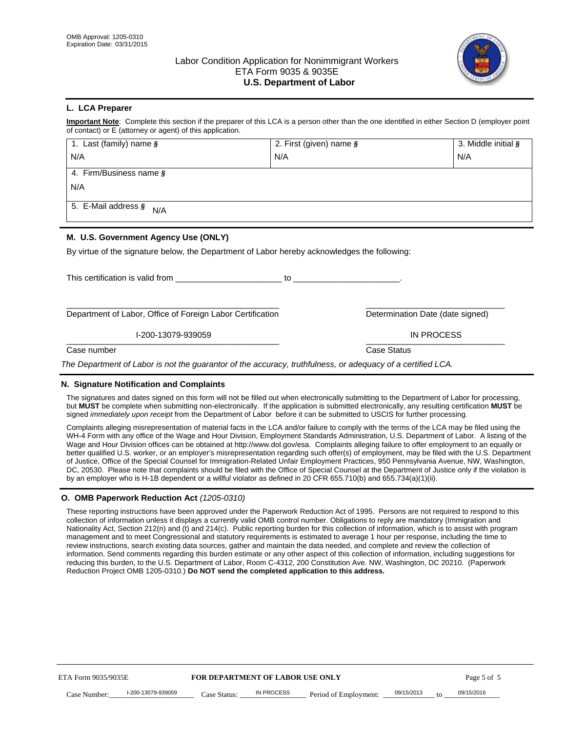OMB Approval: 1205-0310
Expiration Date: 03/31/2015

# Labor Condition Application for Nonimmigrant Workers
ETA Form 9035 & 9035E
**U.S. Department of Labor**

## L. LCA Preparer

**Important Note**: Complete this section if the preparer of this LCA is a person other than the one identified in either Section D (employer point of contact) or E (attorney or agent) of this application.

| 1. Last (family) name § | 2. First (given) name § | 3. Middle initial § |
|---|---|---|
| N/A | N/A | N/A |
| 4. Firm/Business name § | | |
| N/A | | |
| 5. E-Mail address § N/A | | |

## M. U.S. Government Agency Use (ONLY)

By virtue of the signature below, the Department of Labor hereby acknowledges the following:

This certification is valid from ______________________ to ______________________.

Department of Labor, Office of Foreign Labor Certification ______________________ Determination Date (date signed) ______________________

I-200-13079-939059 — Case number

IN PROCESS — Case Status

*The Department of Labor is not the guarantor of the accuracy, truthfulness, or adequacy of a certified LCA.*

## N. Signature Notification and Complaints

The signatures and dates signed on this form will not be filled out when electronically submitting to the Department of Labor for processing, but **MUST** be complete when submitting non-electronically. If the application is submitted electronically, any resulting certification **MUST** be signed *immediately upon receipt* from the Department of Labor before it can be submitted to USCIS for further processing.

Complaints alleging misrepresentation of material facts in the LCA and/or failure to comply with the terms of the LCA may be filed using the WH-4 Form with any office of the Wage and Hour Division, Employment Standards Administration, U.S. Department of Labor. A listing of the Wage and Hour Division offices can be obtained at http://www.dol.gov/esa. Complaints alleging failure to offer employment to an equally or better qualified U.S. worker, or an employer's misrepresentation regarding such offer(s) of employment, may be filed with the U.S. Department of Justice, Office of the Special Counsel for Immigration-Related Unfair Employment Practices, 950 Pennsylvania Avenue, NW, Washington, DC, 20530. Please note that complaints should be filed with the Office of Special Counsel at the Department of Justice only if the violation is by an employer who is H-1B dependent or a willful violator as defined in 20 CFR 655.710(b) and 655.734(a)(1)(ii).

## O. OMB Paperwork Reduction Act *(1205-0310)*

These reporting instructions have been approved under the Paperwork Reduction Act of 1995. Persons are not required to respond to this collection of information unless it displays a currently valid OMB control number. Obligations to reply are mandatory (Immigration and Nationality Act, Section 212(n) and (t) and 214(c). Public reporting burden for this collection of information, which is to assist with program management and to meet Congressional and statutory requirements is estimated to average 1 hour per response, including the time to review instructions, search existing data sources, gather and maintain the data needed, and complete and review the collection of information. Send comments regarding this burden estimate or any other aspect of this collection of information, including suggestions for reducing this burden, to the U.S. Department of Labor, Room C-4312, 200 Constitution Ave. NW, Washington, DC 20210. (Paperwork Reduction Project OMB 1205-0310.) **Do NOT send the completed application to this address.**

ETA Form 9035/9035E — **FOR DEPARTMENT OF LABOR USE ONLY**

Case Number: I-200-13079-939059 Case Status: IN PROCESS Period of Employment: 09/15/2013 to 09/15/2016